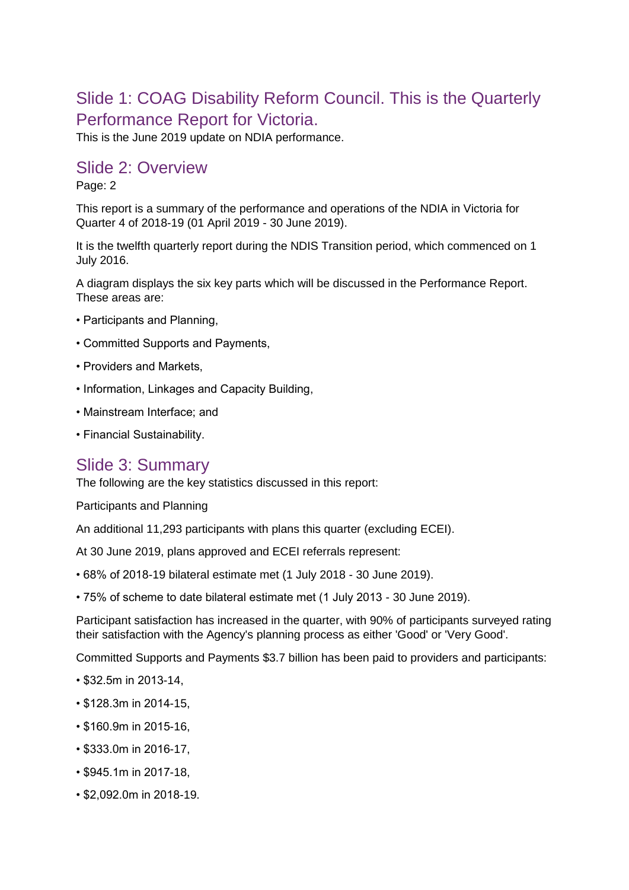## Slide 1: COAG Disability Reform Council. This is the Quarterly Performance Report for Victoria.

This is the June 2019 update on NDIA performance.

## Slide 2: Overview

Page: 2

This report is a summary of the performance and operations of the NDIA in Victoria for Quarter 4 of 2018-19 (01 April 2019 - 30 June 2019).

It is the twelfth quarterly report during the NDIS Transition period, which commenced on 1 July 2016.

A diagram displays the six key parts which will be discussed in the Performance Report. These areas are:

- Participants and Planning,
- Committed Supports and Payments,
- Providers and Markets,
- Information, Linkages and Capacity Building,
- Mainstream Interface; and
- Financial Sustainability.

## Slide 3: Summary

The following are the key statistics discussed in this report:

Participants and Planning

An additional 11,293 participants with plans this quarter (excluding ECEI).

At 30 June 2019, plans approved and ECEI referrals represent:

- 68% of 2018-19 bilateral estimate met (1 July 2018 - 30 June 2019).
- 75% of scheme to date bilateral estimate met (1 July 2013 - 30 June 2019).

Participant satisfaction has increased in the quarter, with 90% of participants surveyed rating their satisfaction with the Agency's planning process as either 'Good' or 'Very Good'.

Committed Supports and Payments $3.7 billion has been paid to providers and participants:

- $32.5m in 2013-14,
- $128.3m in 2014-15,
- $160.9m in 2015-16,
- $333.0m in 2016-17,
- $945.1m in 2017-18,
- $2,092.0m in 2018-19.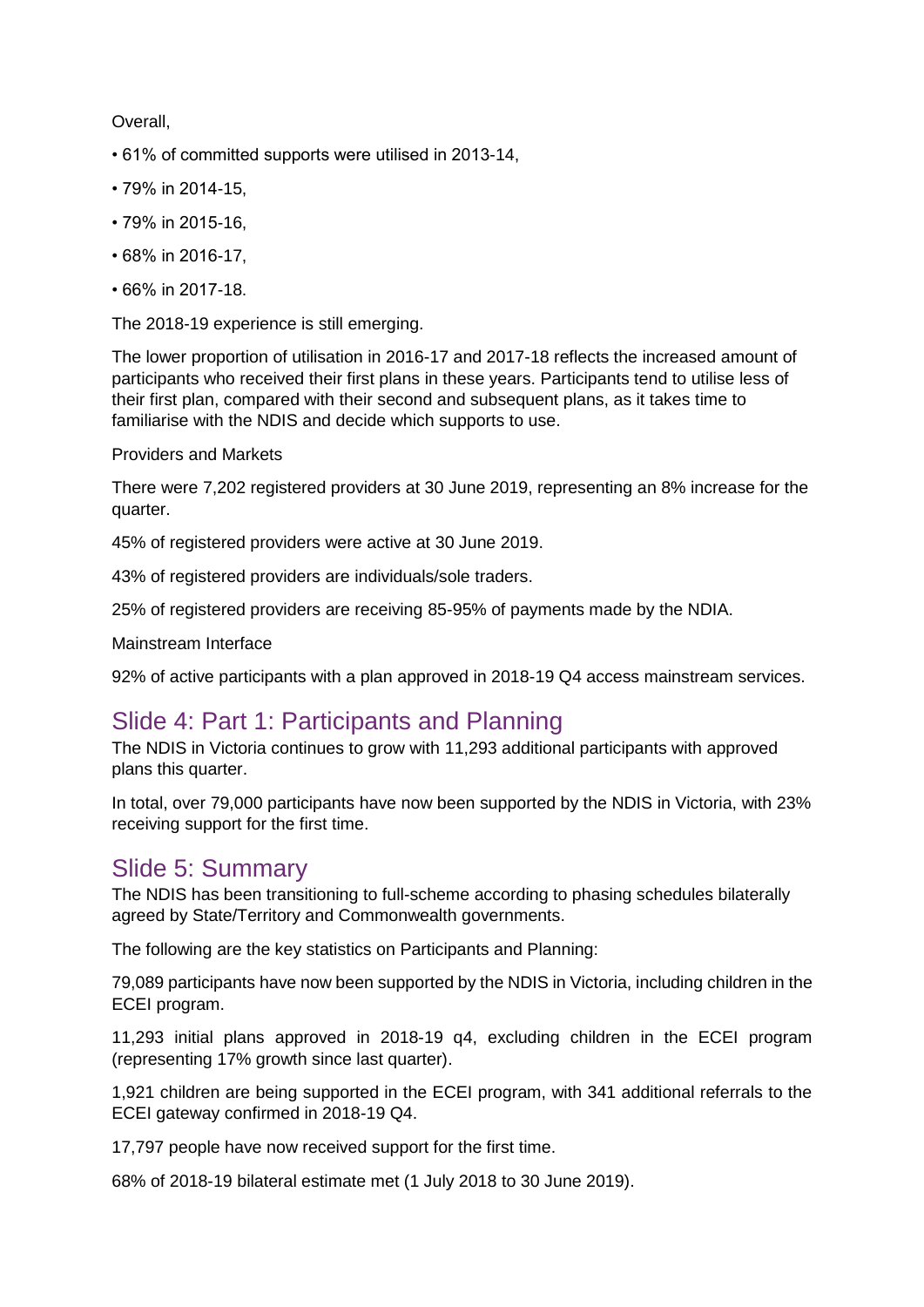Overall,

- 61% of committed supports were utilised in 2013-14,
- 79% in 2014-15,
- 79% in 2015-16,
- 68% in 2016-17,
- 66% in 2017-18.

The 2018-19 experience is still emerging.

The lower proportion of utilisation in 2016-17 and 2017-18 reflects the increased amount of participants who received their first plans in these years. Participants tend to utilise less of their first plan, compared with their second and subsequent plans, as it takes time to familiarise with the NDIS and decide which supports to use.

Providers and Markets

There were 7,202 registered providers at 30 June 2019, representing an 8% increase for the quarter.

45% of registered providers were active at 30 June 2019.

43% of registered providers are individuals/sole traders.

25% of registered providers are receiving 85-95% of payments made by the NDIA.

Mainstream Interface

92% of active participants with a plan approved in 2018-19 Q4 access mainstream services.

## Slide 4: Part 1: Participants and Planning

The NDIS in Victoria continues to grow with 11,293 additional participants with approved plans this quarter.

In total, over 79,000 participants have now been supported by the NDIS in Victoria, with 23% receiving support for the first time.

## Slide 5: Summary

The NDIS has been transitioning to full-scheme according to phasing schedules bilaterally agreed by State/Territory and Commonwealth governments.

The following are the key statistics on Participants and Planning:

79,089 participants have now been supported by the NDIS in Victoria, including children in the ECEI program.

11,293 initial plans approved in 2018-19 q4, excluding children in the ECEI program (representing 17% growth since last quarter).

1,921 children are being supported in the ECEI program, with 341 additional referrals to the ECEI gateway confirmed in 2018-19 Q4.

17,797 people have now received support for the first time.

68% of 2018-19 bilateral estimate met (1 July 2018 to 30 June 2019).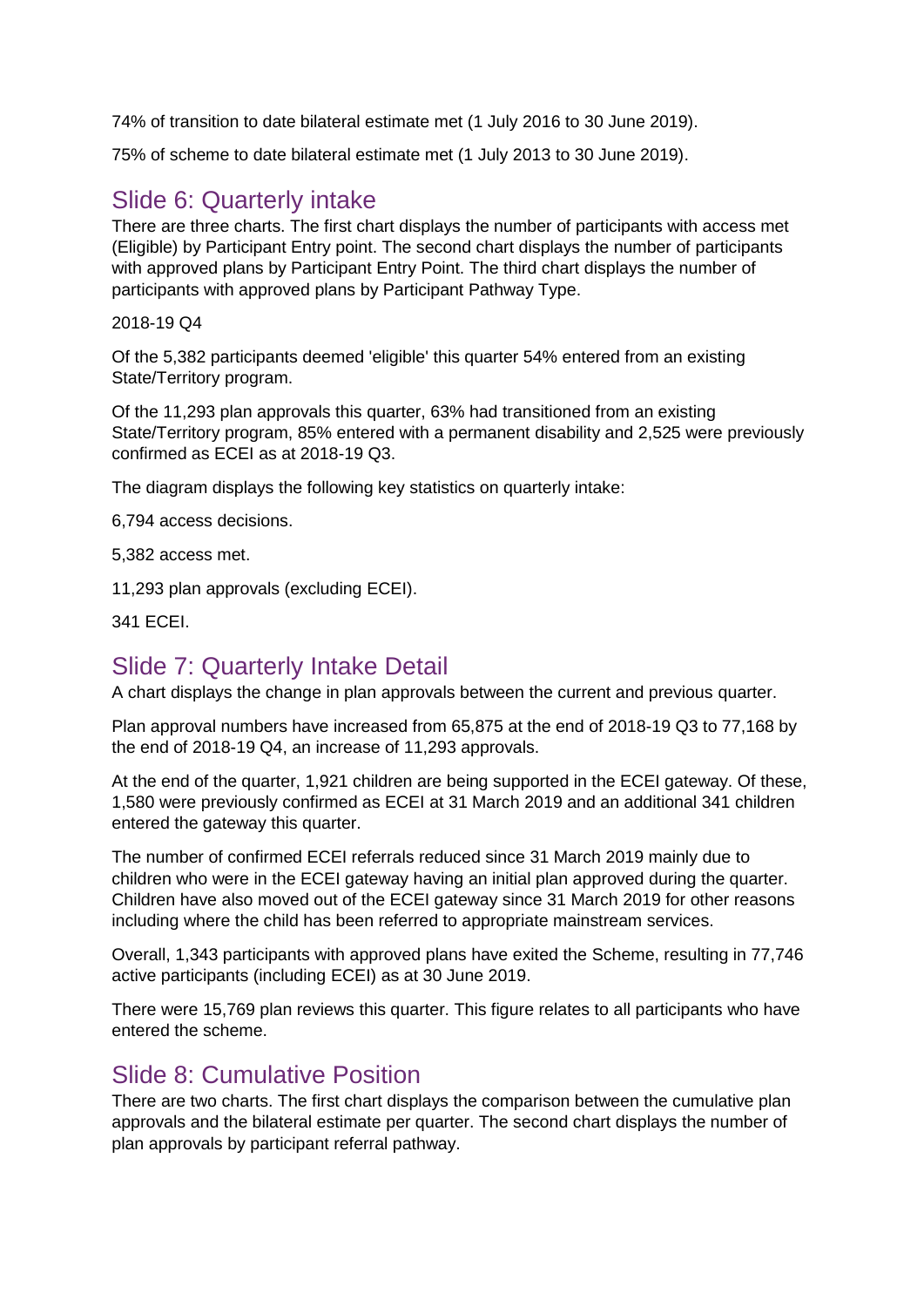74% of transition to date bilateral estimate met (1 July 2016 to 30 June 2019).

75% of scheme to date bilateral estimate met (1 July 2013 to 30 June 2019).

## Slide 6: Quarterly intake

There are three charts. The first chart displays the number of participants with access met (Eligible) by Participant Entry point. The second chart displays the number of participants with approved plans by Participant Entry Point. The third chart displays the number of participants with approved plans by Participant Pathway Type.

2018-19 Q4

Of the 5,382 participants deemed 'eligible' this quarter 54% entered from an existing State/Territory program.

Of the 11,293 plan approvals this quarter, 63% had transitioned from an existing State/Territory program, 85% entered with a permanent disability and 2,525 were previously confirmed as ECEI as at 2018-19 Q3.

The diagram displays the following key statistics on quarterly intake:

6,794 access decisions.

5,382 access met.

11,293 plan approvals (excluding ECEI).

341 ECEI.

## Slide 7: Quarterly Intake Detail

A chart displays the change in plan approvals between the current and previous quarter.

Plan approval numbers have increased from 65,875 at the end of 2018-19 Q3 to 77,168 by the end of 2018-19 Q4, an increase of 11,293 approvals.

At the end of the quarter, 1,921 children are being supported in the ECEI gateway. Of these, 1,580 were previously confirmed as ECEI at 31 March 2019 and an additional 341 children entered the gateway this quarter.

The number of confirmed ECEI referrals reduced since 31 March 2019 mainly due to children who were in the ECEI gateway having an initial plan approved during the quarter. Children have also moved out of the ECEI gateway since 31 March 2019 for other reasons including where the child has been referred to appropriate mainstream services.

Overall, 1,343 participants with approved plans have exited the Scheme, resulting in 77,746 active participants (including ECEI) as at 30 June 2019.

There were 15,769 plan reviews this quarter. This figure relates to all participants who have entered the scheme.

## Slide 8: Cumulative Position

There are two charts. The first chart displays the comparison between the cumulative plan approvals and the bilateral estimate per quarter. The second chart displays the number of plan approvals by participant referral pathway.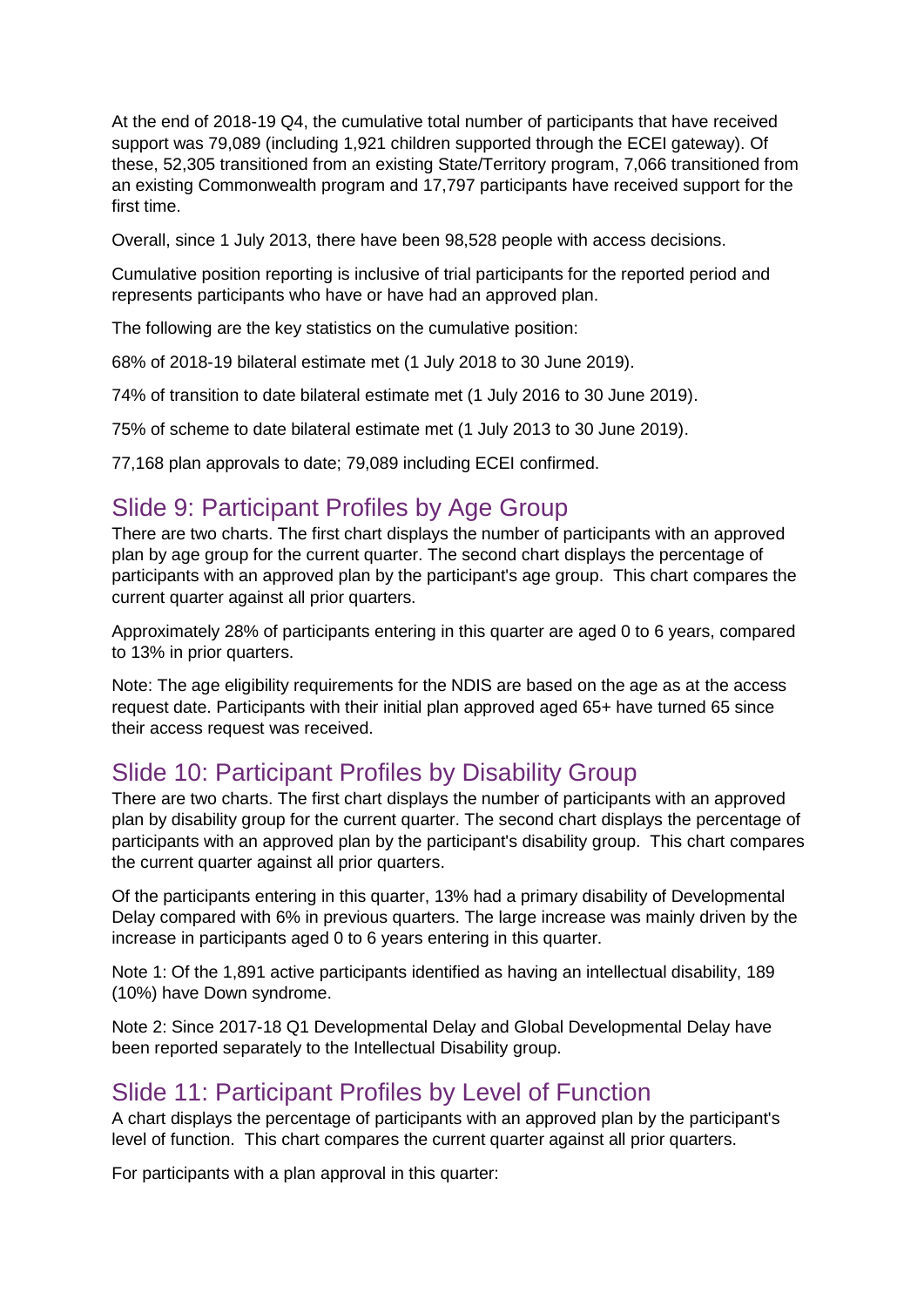At the end of 2018-19 Q4, the cumulative total number of participants that have received support was 79,089 (including 1,921 children supported through the ECEI gateway). Of these, 52,305 transitioned from an existing State/Territory program, 7,066 transitioned from an existing Commonwealth program and 17,797 participants have received support for the first time.

Overall, since 1 July 2013, there have been 98,528 people with access decisions.

Cumulative position reporting is inclusive of trial participants for the reported period and represents participants who have or have had an approved plan.

The following are the key statistics on the cumulative position:

68% of 2018-19 bilateral estimate met (1 July 2018 to 30 June 2019).

74% of transition to date bilateral estimate met (1 July 2016 to 30 June 2019).

75% of scheme to date bilateral estimate met (1 July 2013 to 30 June 2019).

77,168 plan approvals to date; 79,089 including ECEI confirmed.

## Slide 9: Participant Profiles by Age Group

There are two charts. The first chart displays the number of participants with an approved plan by age group for the current quarter. The second chart displays the percentage of participants with an approved plan by the participant's age group. This chart compares the current quarter against all prior quarters.

Approximately 28% of participants entering in this quarter are aged 0 to 6 years, compared to 13% in prior quarters.

Note: The age eligibility requirements for the NDIS are based on the age as at the access request date. Participants with their initial plan approved aged 65+ have turned 65 since their access request was received.

## Slide 10: Participant Profiles by Disability Group

There are two charts. The first chart displays the number of participants with an approved plan by disability group for the current quarter. The second chart displays the percentage of participants with an approved plan by the participant's disability group. This chart compares the current quarter against all prior quarters.

Of the participants entering in this quarter, 13% had a primary disability of Developmental Delay compared with 6% in previous quarters. The large increase was mainly driven by the increase in participants aged 0 to 6 years entering in this quarter.

Note 1: Of the 1,891 active participants identified as having an intellectual disability, 189 (10%) have Down syndrome.

Note 2: Since 2017-18 Q1 Developmental Delay and Global Developmental Delay have been reported separately to the Intellectual Disability group.

## Slide 11: Participant Profiles by Level of Function

A chart displays the percentage of participants with an approved plan by the participant's level of function. This chart compares the current quarter against all prior quarters.

For participants with a plan approval in this quarter: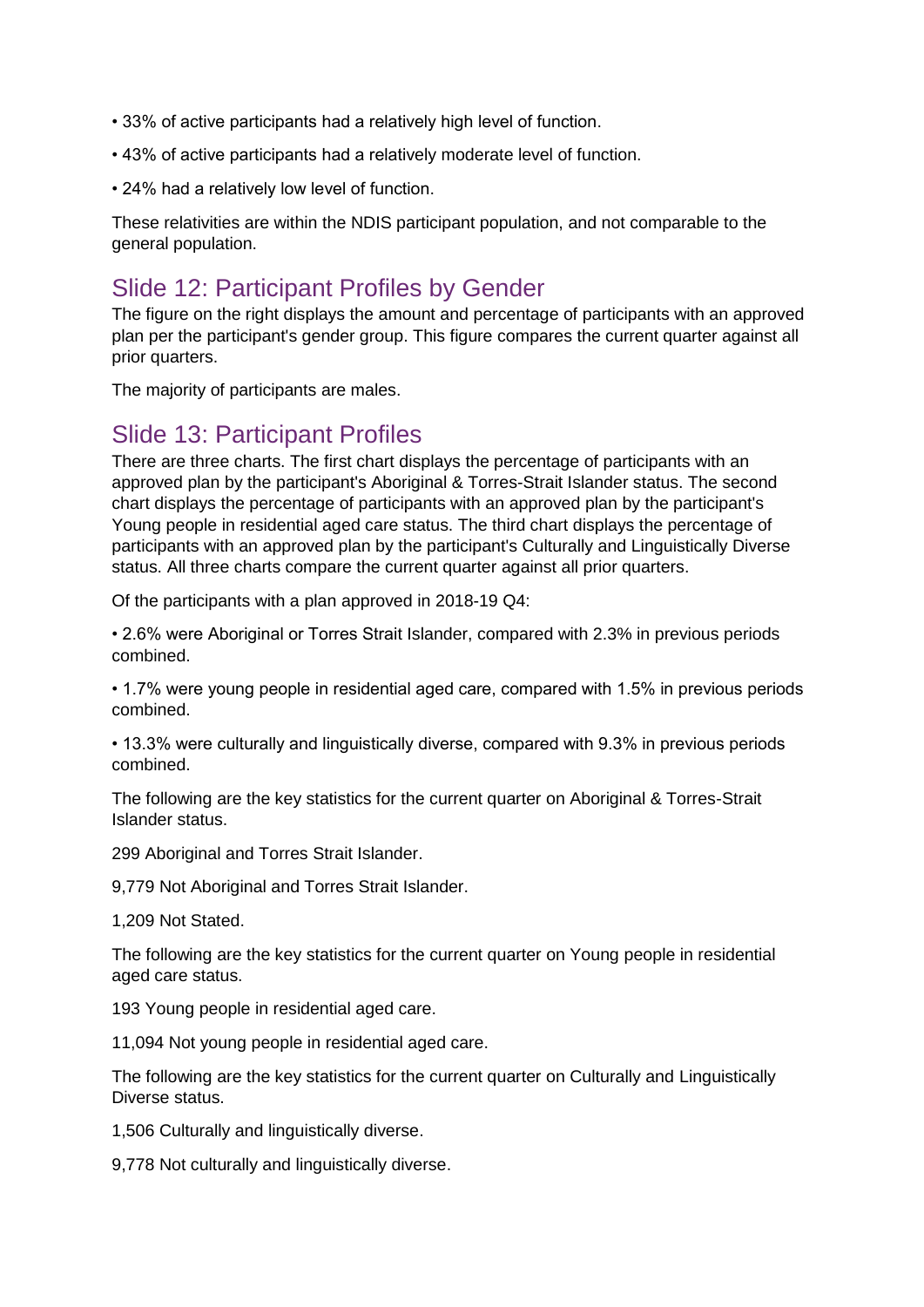- 33% of active participants had a relatively high level of function.
- 43% of active participants had a relatively moderate level of function.
- 24% had a relatively low level of function.

These relativities are within the NDIS participant population, and not comparable to the general population.

## Slide 12: Participant Profiles by Gender

The figure on the right displays the amount and percentage of participants with an approved plan per the participant's gender group. This figure compares the current quarter against all prior quarters.

The majority of participants are males.

## Slide 13: Participant Profiles

There are three charts. The first chart displays the percentage of participants with an approved plan by the participant's Aboriginal & Torres-Strait Islander status. The second chart displays the percentage of participants with an approved plan by the participant's Young people in residential aged care status. The third chart displays the percentage of participants with an approved plan by the participant's Culturally and Linguistically Diverse status. All three charts compare the current quarter against all prior quarters.

Of the participants with a plan approved in 2018-19 Q4:

- 2.6% were Aboriginal or Torres Strait Islander, compared with 2.3% in previous periods combined.
- 1.7% were young people in residential aged care, compared with 1.5% in previous periods combined.
- 13.3% were culturally and linguistically diverse, compared with 9.3% in previous periods combined.

The following are the key statistics for the current quarter on Aboriginal & Torres-Strait Islander status.

299 Aboriginal and Torres Strait Islander.

9,779 Not Aboriginal and Torres Strait Islander.

1,209 Not Stated.

The following are the key statistics for the current quarter on Young people in residential aged care status.

193 Young people in residential aged care.

11,094 Not young people in residential aged care.

The following are the key statistics for the current quarter on Culturally and Linguistically Diverse status.

1,506 Culturally and linguistically diverse.

9,778 Not culturally and linguistically diverse.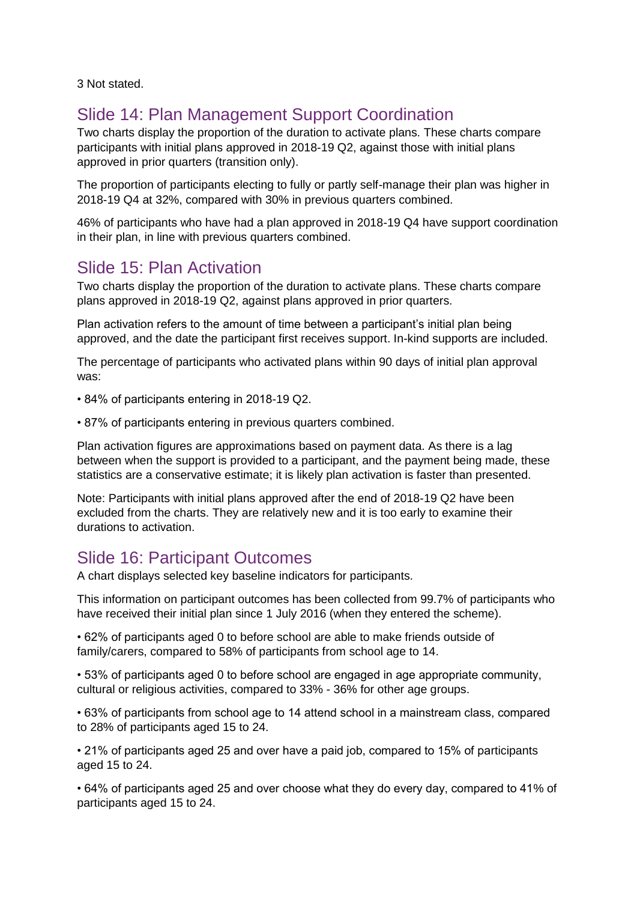3 Not stated.

## Slide 14: Plan Management Support Coordination

Two charts display the proportion of the duration to activate plans. These charts compare participants with initial plans approved in 2018-19 Q2, against those with initial plans approved in prior quarters (transition only).

The proportion of participants electing to fully or partly self-manage their plan was higher in 2018-19 Q4 at 32%, compared with 30% in previous quarters combined.

46% of participants who have had a plan approved in 2018-19 Q4 have support coordination in their plan, in line with previous quarters combined.

## Slide 15: Plan Activation

Two charts display the proportion of the duration to activate plans. These charts compare plans approved in 2018-19 Q2, against plans approved in prior quarters.

Plan activation refers to the amount of time between a participant's initial plan being approved, and the date the participant first receives support. In-kind supports are included.

The percentage of participants who activated plans within 90 days of initial plan approval was:

- 84% of participants entering in 2018-19 Q2.
- 87% of participants entering in previous quarters combined.

Plan activation figures are approximations based on payment data. As there is a lag between when the support is provided to a participant, and the payment being made, these statistics are a conservative estimate; it is likely plan activation is faster than presented.

Note: Participants with initial plans approved after the end of 2018-19 Q2 have been excluded from the charts. They are relatively new and it is too early to examine their durations to activation.

## Slide 16: Participant Outcomes

A chart displays selected key baseline indicators for participants.

This information on participant outcomes has been collected from 99.7% of participants who have received their initial plan since 1 July 2016 (when they entered the scheme).

- 62% of participants aged 0 to before school are able to make friends outside of family/carers, compared to 58% of participants from school age to 14.
- 53% of participants aged 0 to before school are engaged in age appropriate community, cultural or religious activities, compared to 33% - 36% for other age groups.
- 63% of participants from school age to 14 attend school in a mainstream class, compared to 28% of participants aged 15 to 24.
- 21% of participants aged 25 and over have a paid job, compared to 15% of participants aged 15 to 24.
- 64% of participants aged 25 and over choose what they do every day, compared to 41% of participants aged 15 to 24.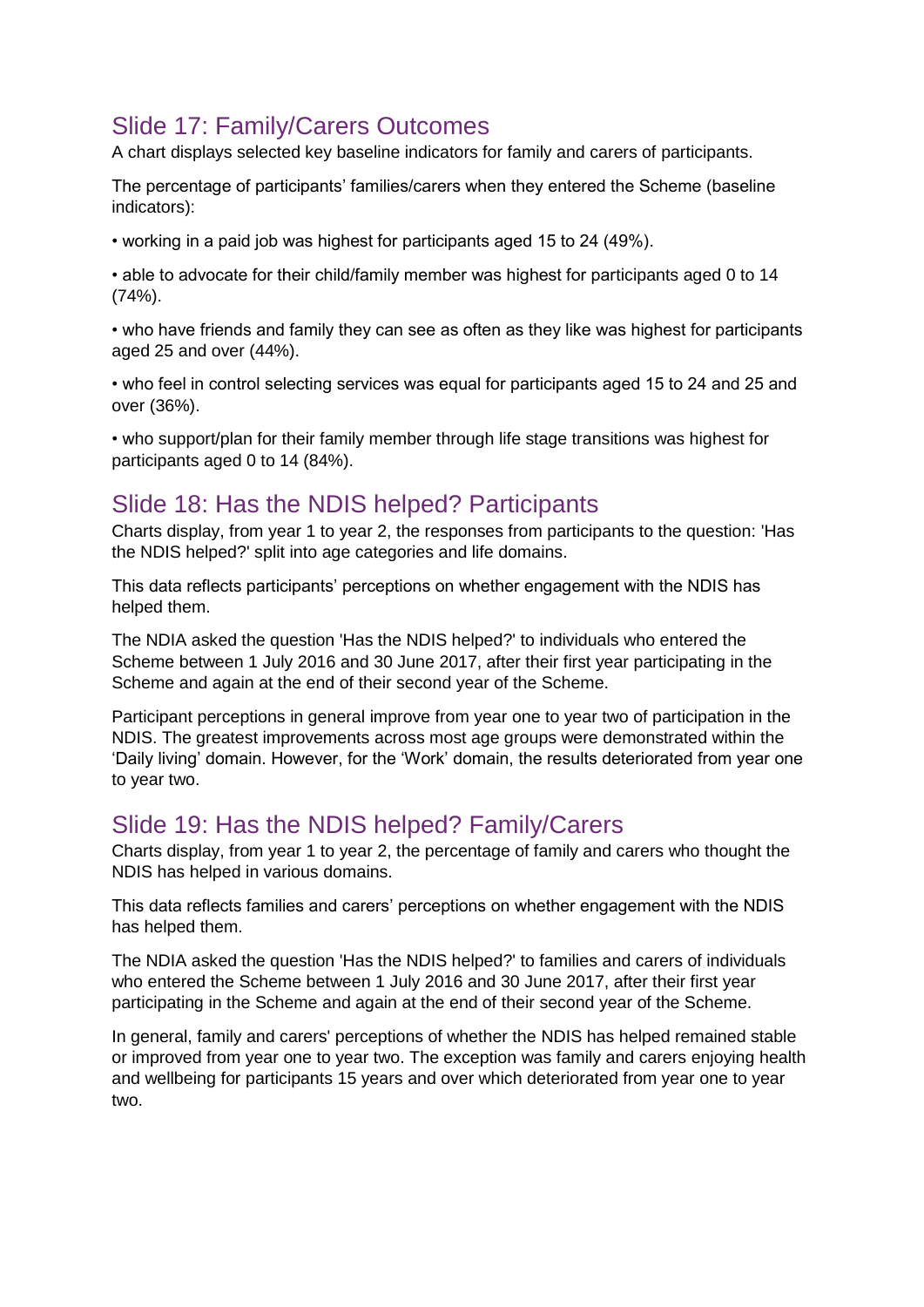## Slide 17: Family/Carers Outcomes

A chart displays selected key baseline indicators for family and carers of participants.

The percentage of participants' families/carers when they entered the Scheme (baseline indicators):

- working in a paid job was highest for participants aged 15 to 24 (49%).
- able to advocate for their child/family member was highest for participants aged 0 to 14 (74%).
- who have friends and family they can see as often as they like was highest for participants aged 25 and over (44%).
- who feel in control selecting services was equal for participants aged 15 to 24 and 25 and over (36%).
- who support/plan for their family member through life stage transitions was highest for participants aged 0 to 14 (84%).

## Slide 18: Has the NDIS helped? Participants

Charts display, from year 1 to year 2, the responses from participants to the question: 'Has the NDIS helped?' split into age categories and life domains.

This data reflects participants' perceptions on whether engagement with the NDIS has helped them.

The NDIA asked the question 'Has the NDIS helped?' to individuals who entered the Scheme between 1 July 2016 and 30 June 2017, after their first year participating in the Scheme and again at the end of their second year of the Scheme.

Participant perceptions in general improve from year one to year two of participation in the NDIS. The greatest improvements across most age groups were demonstrated within the 'Daily living' domain. However, for the 'Work' domain, the results deteriorated from year one to year two.

## Slide 19: Has the NDIS helped? Family/Carers

Charts display, from year 1 to year 2, the percentage of family and carers who thought the NDIS has helped in various domains.

This data reflects families and carers' perceptions on whether engagement with the NDIS has helped them.

The NDIA asked the question 'Has the NDIS helped?' to families and carers of individuals who entered the Scheme between 1 July 2016 and 30 June 2017, after their first year participating in the Scheme and again at the end of their second year of the Scheme.

In general, family and carers' perceptions of whether the NDIS has helped remained stable or improved from year one to year two. The exception was family and carers enjoying health and wellbeing for participants 15 years and over which deteriorated from year one to year two.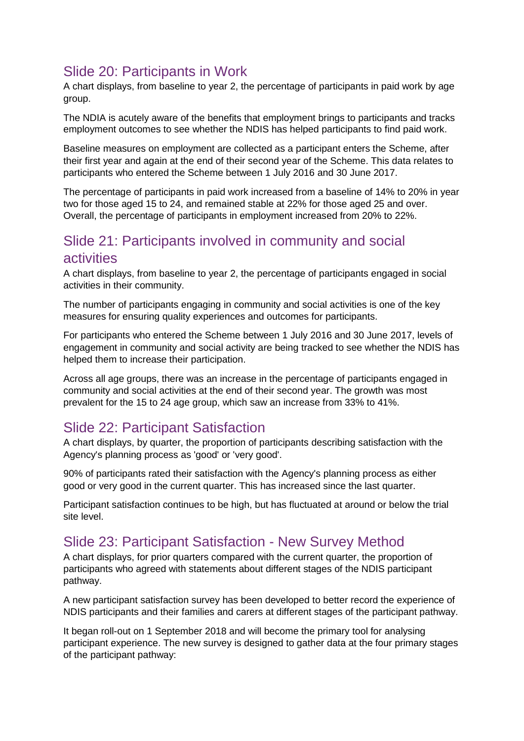## Slide 20: Participants in Work

A chart displays, from baseline to year 2, the percentage of participants in paid work by age group.

The NDIA is acutely aware of the benefits that employment brings to participants and tracks employment outcomes to see whether the NDIS has helped participants to find paid work.

Baseline measures on employment are collected as a participant enters the Scheme, after their first year and again at the end of their second year of the Scheme. This data relates to participants who entered the Scheme between 1 July 2016 and 30 June 2017.

The percentage of participants in paid work increased from a baseline of 14% to 20% in year two for those aged 15 to 24, and remained stable at 22% for those aged 25 and over. Overall, the percentage of participants in employment increased from 20% to 22%.

## Slide 21: Participants involved in community and social activities

A chart displays, from baseline to year 2, the percentage of participants engaged in social activities in their community.

The number of participants engaging in community and social activities is one of the key measures for ensuring quality experiences and outcomes for participants.

For participants who entered the Scheme between 1 July 2016 and 30 June 2017, levels of engagement in community and social activity are being tracked to see whether the NDIS has helped them to increase their participation.

Across all age groups, there was an increase in the percentage of participants engaged in community and social activities at the end of their second year. The growth was most prevalent for the 15 to 24 age group, which saw an increase from 33% to 41%.

## Slide 22: Participant Satisfaction

A chart displays, by quarter, the proportion of participants describing satisfaction with the Agency's planning process as 'good' or 'very good'.

90% of participants rated their satisfaction with the Agency's planning process as either good or very good in the current quarter. This has increased since the last quarter.

Participant satisfaction continues to be high, but has fluctuated at around or below the trial site level.

## Slide 23: Participant Satisfaction - New Survey Method

A chart displays, for prior quarters compared with the current quarter, the proportion of participants who agreed with statements about different stages of the NDIS participant pathway.

A new participant satisfaction survey has been developed to better record the experience of NDIS participants and their families and carers at different stages of the participant pathway.

It began roll-out on 1 September 2018 and will become the primary tool for analysing participant experience. The new survey is designed to gather data at the four primary stages of the participant pathway: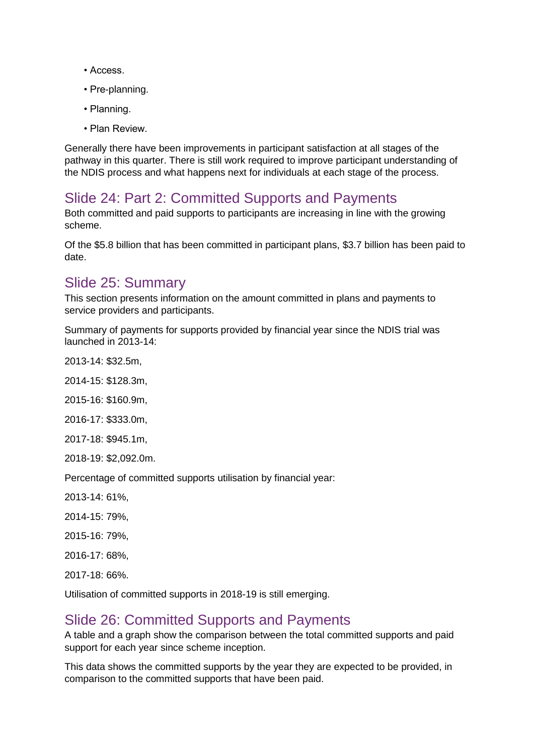- Access.
- Pre-planning.
- Planning.
- Plan Review.

Generally there have been improvements in participant satisfaction at all stages of the pathway in this quarter. There is still work required to improve participant understanding of the NDIS process and what happens next for individuals at each stage of the process.

## Slide 24: Part 2: Committed Supports and Payments

Both committed and paid supports to participants are increasing in line with the growing scheme.

Of the $5.8 billion that has been committed in participant plans, $3.7 billion has been paid to date.

## Slide 25: Summary

This section presents information on the amount committed in plans and payments to service providers and participants.

Summary of payments for supports provided by financial year since the NDIS trial was launched in 2013-14:

2013-14: $32.5m,

2014-15: $128.3m,

2015-16: $160.9m,

2016-17: $333.0m,

2017-18: $945.1m,

2018-19: $2,092.0m.

Percentage of committed supports utilisation by financial year:

2013-14: 61%,

2014-15: 79%,

2015-16: 79%,

2016-17: 68%,

2017-18: 66%.

Utilisation of committed supports in 2018-19 is still emerging.

## Slide 26: Committed Supports and Payments

A table and a graph show the comparison between the total committed supports and paid support for each year since scheme inception.

This data shows the committed supports by the year they are expected to be provided, in comparison to the committed supports that have been paid.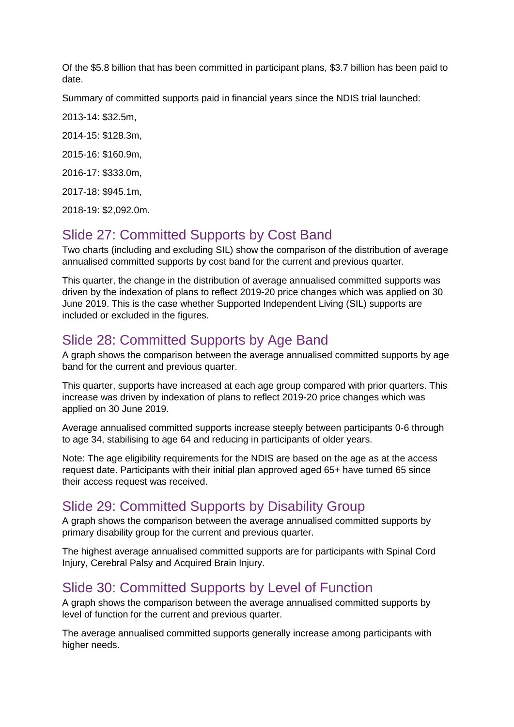Of the $5.8 billion that has been committed in participant plans, $3.7 billion has been paid to date.

Summary of committed supports paid in financial years since the NDIS trial launched:

2013-14: $32.5m,

2014-15: $128.3m,

2015-16: $160.9m,

2016-17: $333.0m,

2017-18: $945.1m,

2018-19: $2,092.0m.

## Slide 27: Committed Supports by Cost Band

Two charts (including and excluding SIL) show the comparison of the distribution of average annualised committed supports by cost band for the current and previous quarter.

This quarter, the change in the distribution of average annualised committed supports was driven by the indexation of plans to reflect 2019-20 price changes which was applied on 30 June 2019. This is the case whether Supported Independent Living (SIL) supports are included or excluded in the figures.

## Slide 28: Committed Supports by Age Band

A graph shows the comparison between the average annualised committed supports by age band for the current and previous quarter.

This quarter, supports have increased at each age group compared with prior quarters. This increase was driven by indexation of plans to reflect 2019-20 price changes which was applied on 30 June 2019.

Average annualised committed supports increase steeply between participants 0-6 through to age 34, stabilising to age 64 and reducing in participants of older years.

Note: The age eligibility requirements for the NDIS are based on the age as at the access request date. Participants with their initial plan approved aged 65+ have turned 65 since their access request was received.

## Slide 29: Committed Supports by Disability Group

A graph shows the comparison between the average annualised committed supports by primary disability group for the current and previous quarter.

The highest average annualised committed supports are for participants with Spinal Cord Injury, Cerebral Palsy and Acquired Brain Injury.

## Slide 30: Committed Supports by Level of Function

A graph shows the comparison between the average annualised committed supports by level of function for the current and previous quarter.

The average annualised committed supports generally increase among participants with higher needs.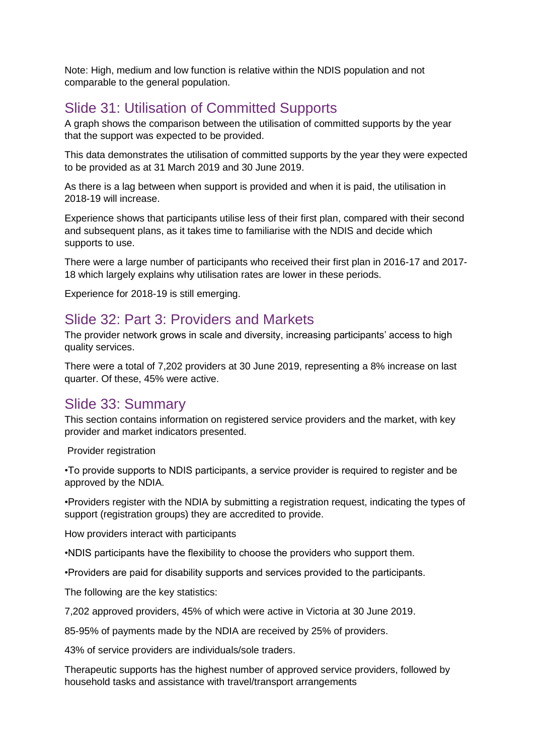Note: High, medium and low function is relative within the NDIS population and not comparable to the general population.

## Slide 31: Utilisation of Committed Supports

A graph shows the comparison between the utilisation of committed supports by the year that the support was expected to be provided.

This data demonstrates the utilisation of committed supports by the year they were expected to be provided as at 31 March 2019 and 30 June 2019.

As there is a lag between when support is provided and when it is paid, the utilisation in 2018-19 will increase.

Experience shows that participants utilise less of their first plan, compared with their second and subsequent plans, as it takes time to familiarise with the NDIS and decide which supports to use.

There were a large number of participants who received their first plan in 2016-17 and 2017-18 which largely explains why utilisation rates are lower in these periods.

Experience for 2018-19 is still emerging.

## Slide 32: Part 3: Providers and Markets

The provider network grows in scale and diversity, increasing participants' access to high quality services.

There were a total of 7,202 providers at 30 June 2019, representing a 8% increase on last quarter. Of these, 45% were active.

## Slide 33: Summary

This section contains information on registered service providers and the market, with key provider and market indicators presented.

Provider registration

•To provide supports to NDIS participants, a service provider is required to register and be approved by the NDIA.

•Providers register with the NDIA by submitting a registration request, indicating the types of support (registration groups) they are accredited to provide.

How providers interact with participants

•NDIS participants have the flexibility to choose the providers who support them.

•Providers are paid for disability supports and services provided to the participants.

The following are the key statistics:

7,202 approved providers, 45% of which were active in Victoria at 30 June 2019.

85-95% of payments made by the NDIA are received by 25% of providers.

43% of service providers are individuals/sole traders.

Therapeutic supports has the highest number of approved service providers, followed by household tasks and assistance with travel/transport arrangements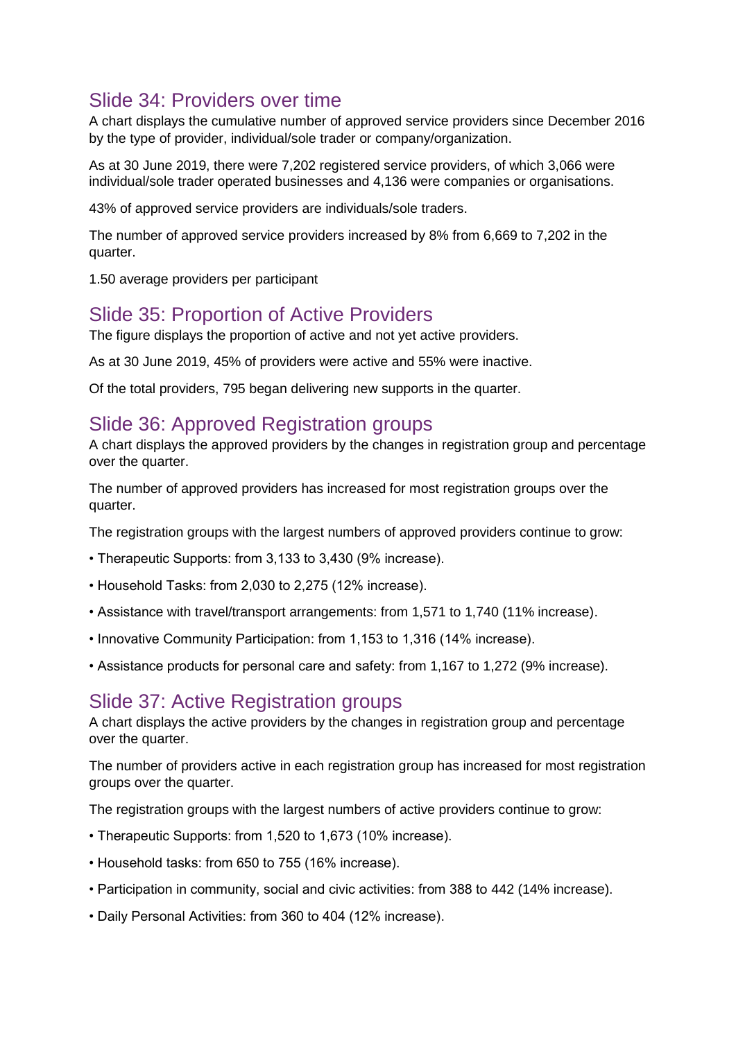## Slide 34: Providers over time

A chart displays the cumulative number of approved service providers since December 2016 by the type of provider, individual/sole trader or company/organization.

As at 30 June 2019, there were 7,202 registered service providers, of which 3,066 were individual/sole trader operated businesses and 4,136 were companies or organisations.

43% of approved service providers are individuals/sole traders.

The number of approved service providers increased by 8% from 6,669 to 7,202 in the quarter.

1.50 average providers per participant

## Slide 35: Proportion of Active Providers

The figure displays the proportion of active and not yet active providers.

As at 30 June 2019, 45% of providers were active and 55% were inactive.

Of the total providers, 795 began delivering new supports in the quarter.

## Slide 36: Approved Registration groups

A chart displays the approved providers by the changes in registration group and percentage over the quarter.

The number of approved providers has increased for most registration groups over the quarter.

The registration groups with the largest numbers of approved providers continue to grow:

- Therapeutic Supports: from 3,133 to 3,430 (9% increase).
- Household Tasks: from 2,030 to 2,275 (12% increase).
- Assistance with travel/transport arrangements: from 1,571 to 1,740 (11% increase).
- Innovative Community Participation: from 1,153 to 1,316 (14% increase).
- Assistance products for personal care and safety: from 1,167 to 1,272 (9% increase).

## Slide 37: Active Registration groups

A chart displays the active providers by the changes in registration group and percentage over the quarter.

The number of providers active in each registration group has increased for most registration groups over the quarter.

The registration groups with the largest numbers of active providers continue to grow:

- Therapeutic Supports: from 1,520 to 1,673 (10% increase).
- Household tasks: from 650 to 755 (16% increase).
- Participation in community, social and civic activities: from 388 to 442 (14% increase).
- Daily Personal Activities: from 360 to 404 (12% increase).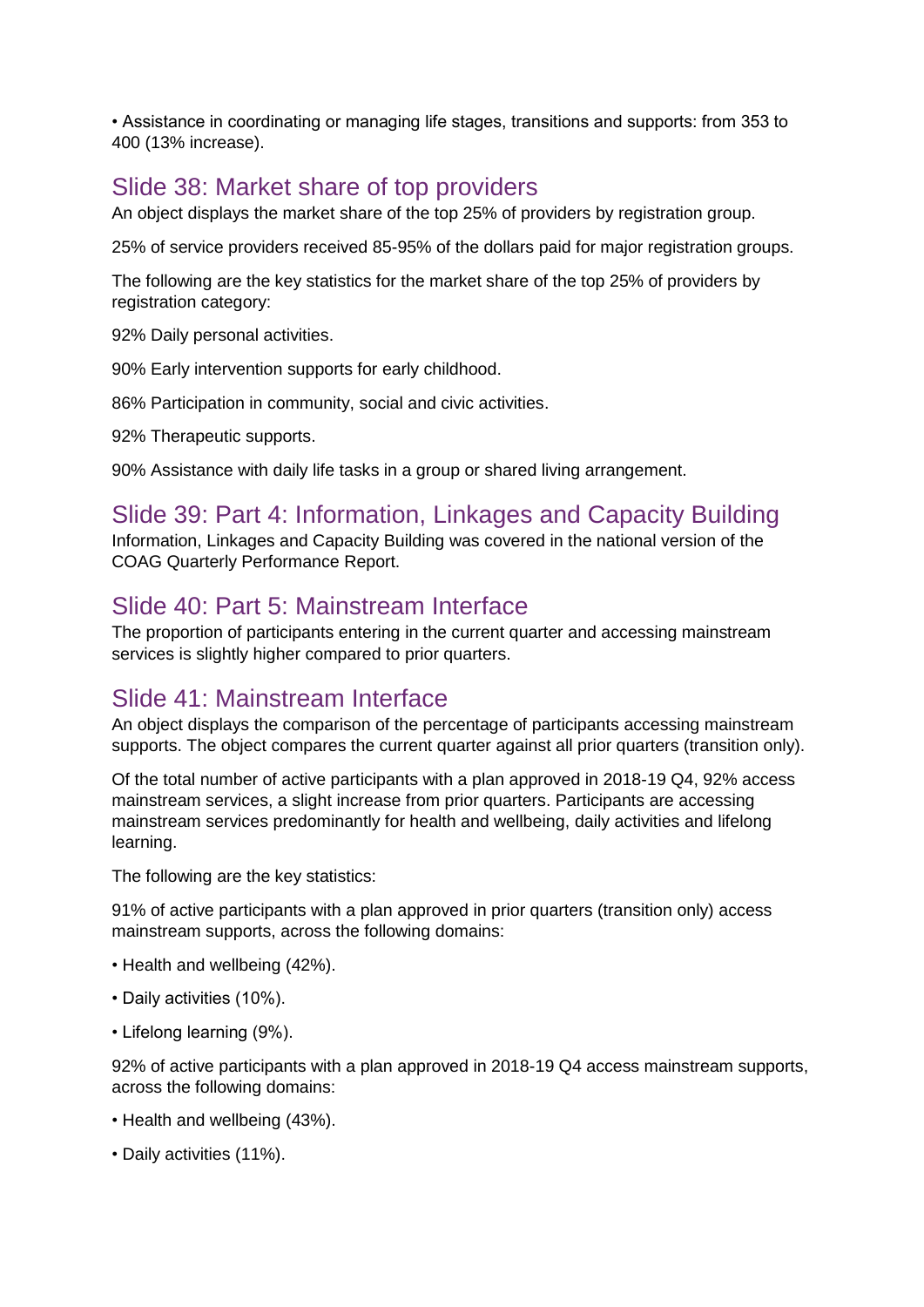• Assistance in coordinating or managing life stages, transitions and supports: from 353 to 400 (13% increase).

## Slide 38: Market share of top providers

An object displays the market share of the top 25% of providers by registration group.

25% of service providers received 85-95% of the dollars paid for major registration groups.

The following are the key statistics for the market share of the top 25% of providers by registration category:

92% Daily personal activities.

90% Early intervention supports for early childhood.

86% Participation in community, social and civic activities.

92% Therapeutic supports.

90% Assistance with daily life tasks in a group or shared living arrangement.

## Slide 39: Part 4: Information, Linkages and Capacity Building

Information, Linkages and Capacity Building was covered in the national version of the COAG Quarterly Performance Report.

## Slide 40: Part 5: Mainstream Interface

The proportion of participants entering in the current quarter and accessing mainstream services is slightly higher compared to prior quarters.

## Slide 41: Mainstream Interface

An object displays the comparison of the percentage of participants accessing mainstream supports. The object compares the current quarter against all prior quarters (transition only).

Of the total number of active participants with a plan approved in 2018-19 Q4, 92% access mainstream services, a slight increase from prior quarters. Participants are accessing mainstream services predominantly for health and wellbeing, daily activities and lifelong learning.

The following are the key statistics:

91% of active participants with a plan approved in prior quarters (transition only) access mainstream supports, across the following domains:

- Health and wellbeing (42%).
- Daily activities (10%).
- Lifelong learning (9%).

92% of active participants with a plan approved in 2018-19 Q4 access mainstream supports, across the following domains:

- Health and wellbeing (43%).
- Daily activities (11%).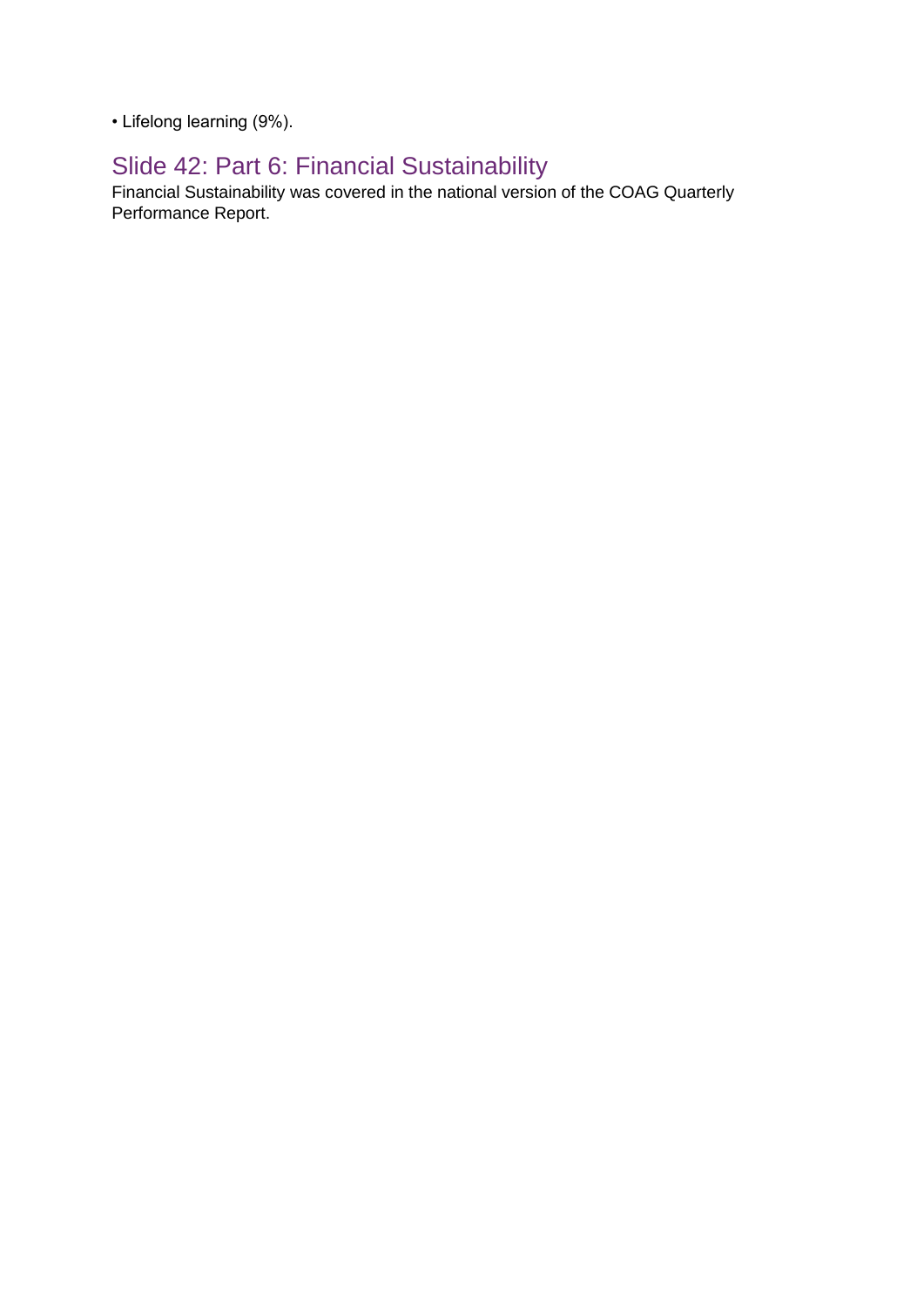- Lifelong learning (9%).

## Slide 42: Part 6: Financial Sustainability

Financial Sustainability was covered in the national version of the COAG Quarterly Performance Report.